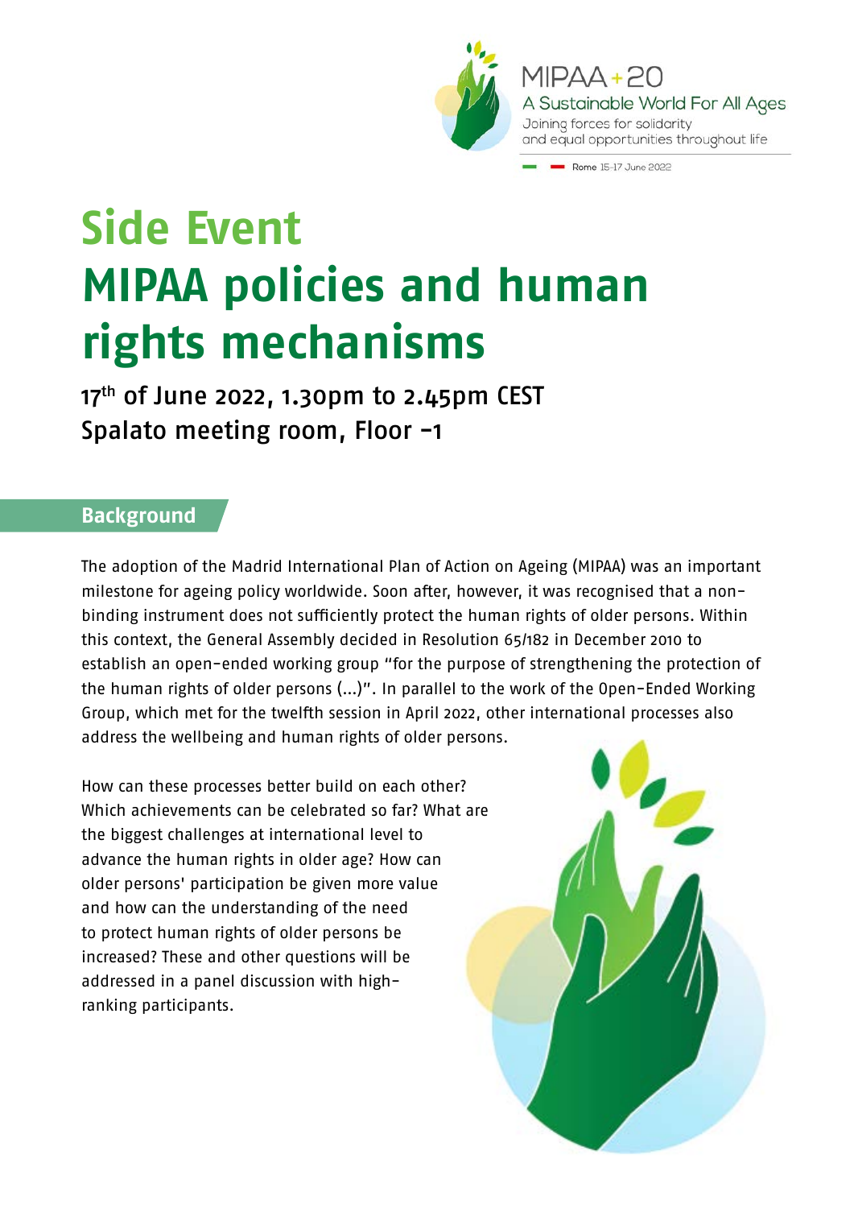MIPAA+20

A Sustainable World For All Ages

Joining forces for solidarity and equal opportunities throughout life

Rome 15-17 June 2022

# Side Event
# MIPAA policies and human rights mechanisms

**17th of June 2022, 1.30pm to 2.45pm CEST**
**Spalato meeting room, Floor -1**

## Background

The adoption of the Madrid International Plan of Action on Ageing (MIPAA) was an important milestone for ageing policy worldwide. Soon after, however, it was recognised that a non-binding instrument does not sufficiently protect the human rights of older persons. Within this context, the General Assembly decided in Resolution 65/182 in December 2010 to establish an open-ended working group "for the purpose of strengthening the protection of the human rights of older persons (...)". In parallel to the work of the Open-Ended Working Group, which met for the twelfth session in April 2022, other international processes also address the wellbeing and human rights of older persons.

How can these processes better build on each other? Which achievements can be celebrated so far? What are the biggest challenges at international level to advance the human rights in older age? How can older persons' participation be given more value and how can the understanding of the need to protect human rights of older persons be increased? These and other questions will be addressed in a panel discussion with high-ranking participants.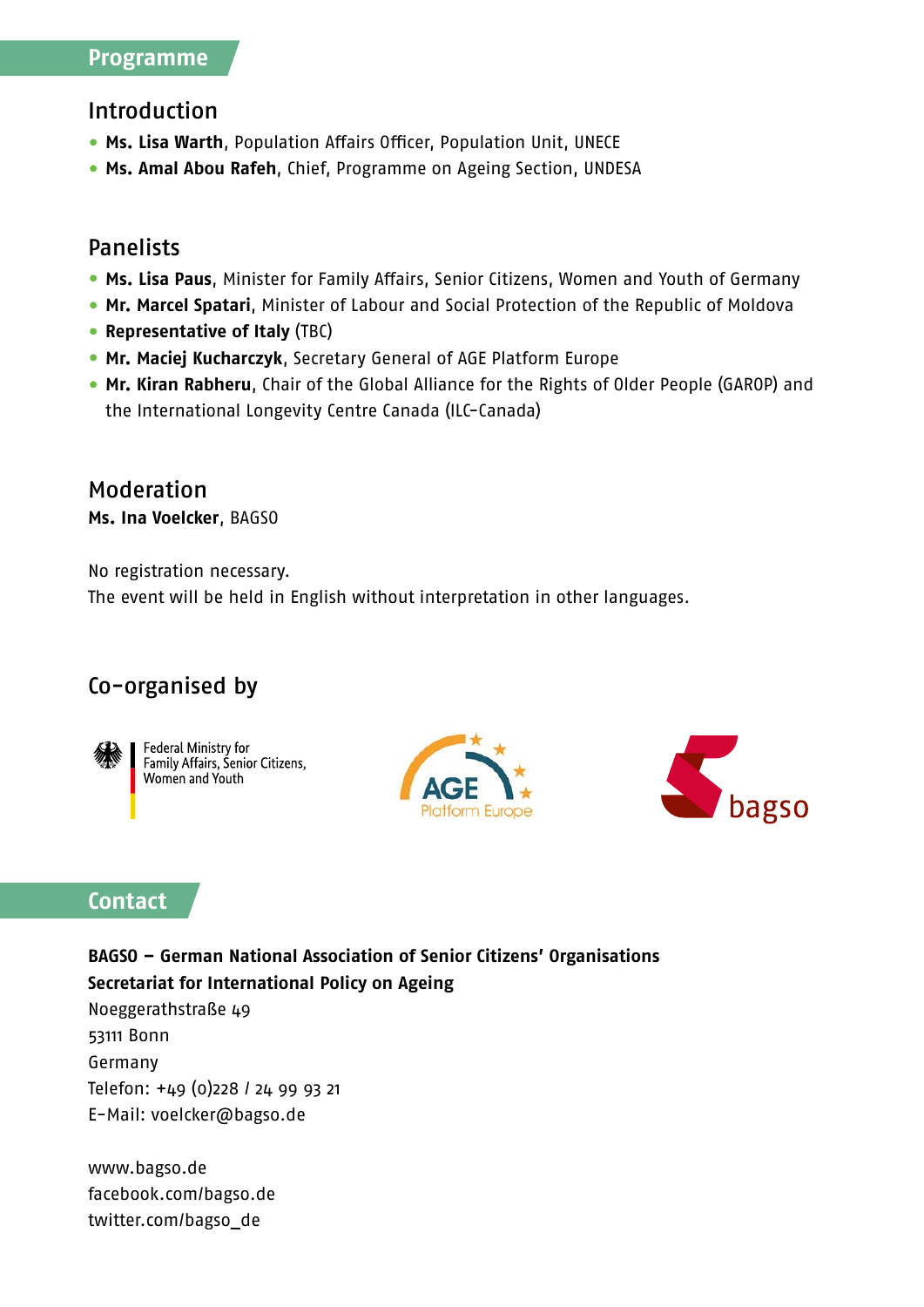## Programme

### Introduction

- **Ms. Lisa Warth**, Population Affairs Officer, Population Unit, UNECE
- **Ms. Amal Abou Rafeh**, Chief, Programme on Ageing Section, UNDESA

### Panelists

- **Ms. Lisa Paus**, Minister for Family Affairs, Senior Citizens, Women and Youth of Germany
- **Mr. Marcel Spatari**, Minister of Labour and Social Protection of the Republic of Moldova
- **Representative of Italy** (TBC)
- **Mr. Maciej Kucharczyk**, Secretary General of AGE Platform Europe
- **Mr. Kiran Rabheru**, Chair of the Global Alliance for the Rights of Older People (GAROP) and the International Longevity Centre Canada (ILC-Canada)

### Moderation

**Ms. Ina Voelcker**, BAGSO

No registration necessary.
The event will be held in English without interpretation in other languages.

### Co-organised by

Federal Ministry for Family Affairs, Senior Citizens, Women and Youth

AGE Platform Europe

bagso

## Contact

**BAGSO – German National Association of Senior Citizens' Organisations**
**Secretariat for International Policy on Ageing**
Noeggerathstraße 49
53111 Bonn
Germany
Telefon: +49 (0)228 / 24 99 93 21
E-Mail: voelcker@bagso.de

www.bagso.de
facebook.com/bagso.de
twitter.com/bagso_de